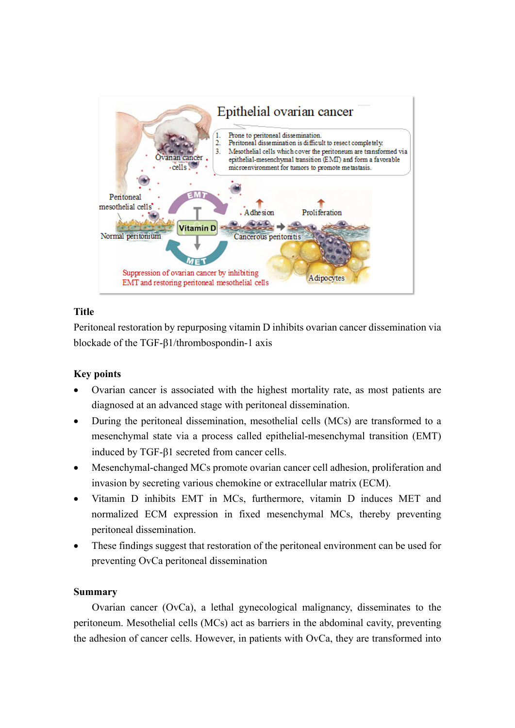**Title**

Peritoneal restoration by repurposing vitamin D inhibits ovarian cancer dissemination via blockade of the TGF-β1/thrombospondin-1 axis

**Key points**

- Ovarian cancer is associated with the highest mortality rate, as most patients are diagnosed at an advanced stage with peritoneal dissemination.
- During the peritoneal dissemination, mesothelial cells (MCs) are transformed to a mesenchymal state via a process called epithelial-mesenchymal transition (EMT) induced by TGF-β1 secreted from cancer cells.
- Mesenchymal-changed MCs promote ovarian cancer cell adhesion, proliferation and invasion by secreting various chemokine or extracellular matrix (ECM).
- Vitamin D inhibits EMT in MCs, furthermore, vitamin D induces MET and normalized ECM expression in fixed mesenchymal MCs, thereby preventing peritoneal dissemination.
- These findings suggest that restoration of the peritoneal environment can be used for preventing OvCa peritoneal dissemination

**Summary**

Ovarian cancer (OvCa), a lethal gynecological malignancy, disseminates to the peritoneum. Mesothelial cells (MCs) act as barriers in the abdominal cavity, preventing the adhesion of cancer cells. However, in patients with OvCa, they are transformed into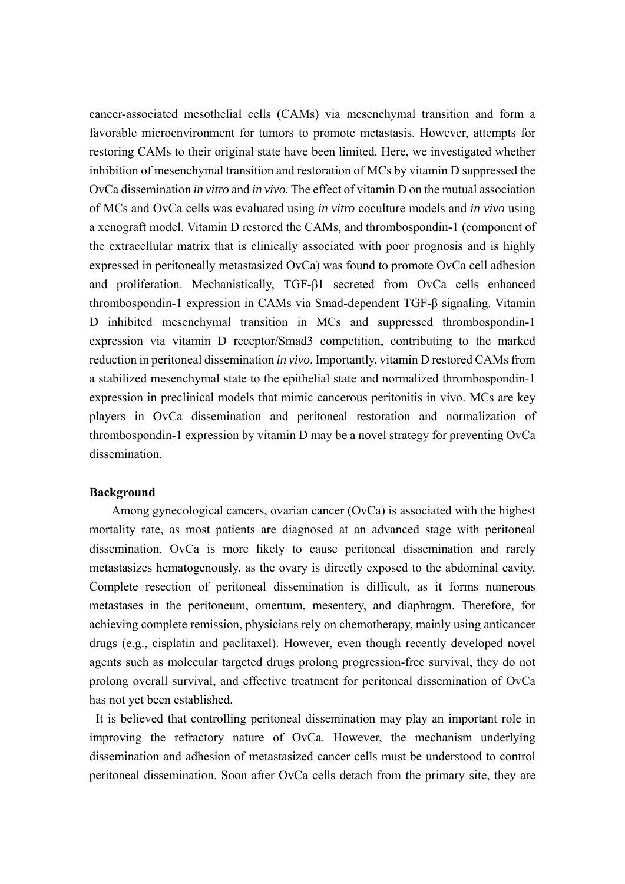cancer-associated mesothelial cells (CAMs) via mesenchymal transition and form a favorable microenvironment for tumors to promote metastasis. However, attempts for restoring CAMs to their original state have been limited. Here, we investigated whether inhibition of mesenchymal transition and restoration of MCs by vitamin D suppressed the OvCa dissemination *in vitro* and *in vivo*. The effect of vitamin D on the mutual association of MCs and OvCa cells was evaluated using *in vitro* coculture models and *in vivo* using a xenograft model. Vitamin D restored the CAMs, and thrombospondin-1 (component of the extracellular matrix that is clinically associated with poor prognosis and is highly expressed in peritoneally metastasized OvCa) was found to promote OvCa cell adhesion and proliferation. Mechanistically, TGF-β1 secreted from OvCa cells enhanced thrombospondin-1 expression in CAMs via Smad-dependent TGF-β signaling. Vitamin D inhibited mesenchymal transition in MCs and suppressed thrombospondin-1 expression via vitamin D receptor/Smad3 competition, contributing to the marked reduction in peritoneal dissemination *in vivo*. Importantly, vitamin D restored CAMs from a stabilized mesenchymal state to the epithelial state and normalized thrombospondin-1 expression in preclinical models that mimic cancerous peritonitis in vivo. MCs are key players in OvCa dissemination and peritoneal restoration and normalization of thrombospondin-1 expression by vitamin D may be a novel strategy for preventing OvCa dissemination.

## Background

Among gynecological cancers, ovarian cancer (OvCa) is associated with the highest mortality rate, as most patients are diagnosed at an advanced stage with peritoneal dissemination. OvCa is more likely to cause peritoneal dissemination and rarely metastasizes hematogenously, as the ovary is directly exposed to the abdominal cavity. Complete resection of peritoneal dissemination is difficult, as it forms numerous metastases in the peritoneum, omentum, mesentery, and diaphragm. Therefore, for achieving complete remission, physicians rely on chemotherapy, mainly using anticancer drugs (e.g., cisplatin and paclitaxel). However, even though recently developed novel agents such as molecular targeted drugs prolong progression-free survival, they do not prolong overall survival, and effective treatment for peritoneal dissemination of OvCa has not yet been established.

It is believed that controlling peritoneal dissemination may play an important role in improving the refractory nature of OvCa. However, the mechanism underlying dissemination and adhesion of metastasized cancer cells must be understood to control peritoneal dissemination. Soon after OvCa cells detach from the primary site, they are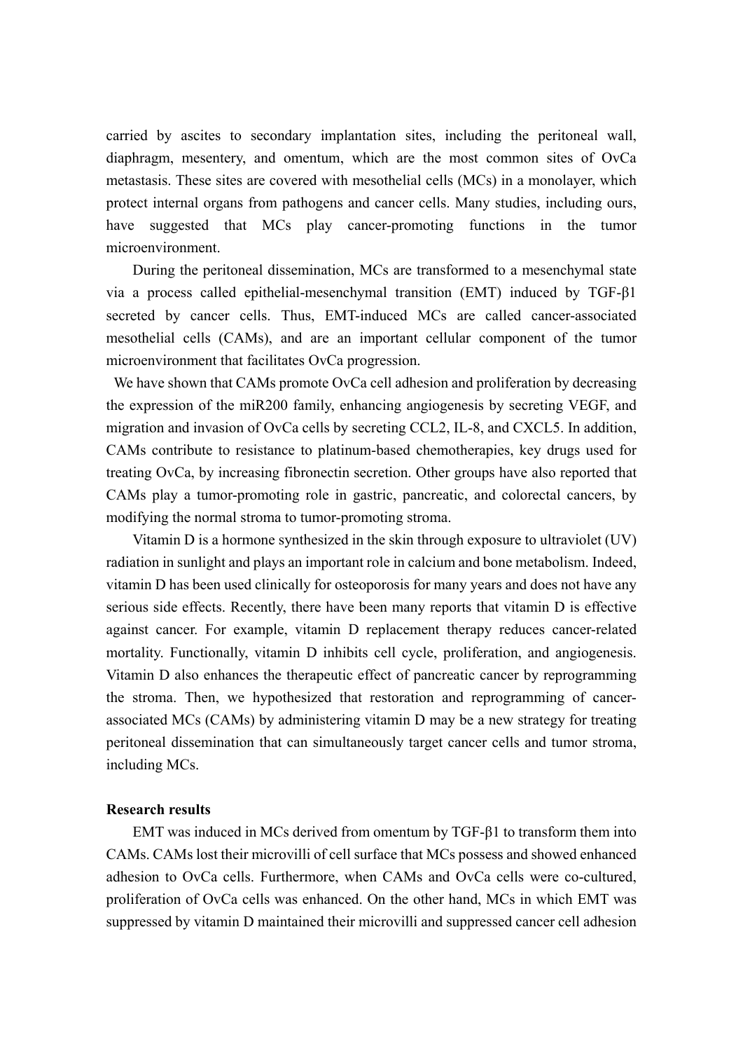carried by ascites to secondary implantation sites, including the peritoneal wall, diaphragm, mesentery, and omentum, which are the most common sites of OvCa metastasis. These sites are covered with mesothelial cells (MCs) in a monolayer, which protect internal organs from pathogens and cancer cells. Many studies, including ours, have suggested that MCs play cancer-promoting functions in the tumor microenvironment.

During the peritoneal dissemination, MCs are transformed to a mesenchymal state via a process called epithelial-mesenchymal transition (EMT) induced by TGF-β1 secreted by cancer cells. Thus, EMT-induced MCs are called cancer-associated mesothelial cells (CAMs), and are an important cellular component of the tumor microenvironment that facilitates OvCa progression.

We have shown that CAMs promote OvCa cell adhesion and proliferation by decreasing the expression of the miR200 family, enhancing angiogenesis by secreting VEGF, and migration and invasion of OvCa cells by secreting CCL2, IL-8, and CXCL5. In addition, CAMs contribute to resistance to platinum-based chemotherapies, key drugs used for treating OvCa, by increasing fibronectin secretion. Other groups have also reported that CAMs play a tumor-promoting role in gastric, pancreatic, and colorectal cancers, by modifying the normal stroma to tumor-promoting stroma.

Vitamin D is a hormone synthesized in the skin through exposure to ultraviolet (UV) radiation in sunlight and plays an important role in calcium and bone metabolism. Indeed, vitamin D has been used clinically for osteoporosis for many years and does not have any serious side effects. Recently, there have been many reports that vitamin D is effective against cancer. For example, vitamin D replacement therapy reduces cancer-related mortality. Functionally, vitamin D inhibits cell cycle, proliferation, and angiogenesis. Vitamin D also enhances the therapeutic effect of pancreatic cancer by reprogramming the stroma. Then, we hypothesized that restoration and reprogramming of cancer-associated MCs (CAMs) by administering vitamin D may be a new strategy for treating peritoneal dissemination that can simultaneously target cancer cells and tumor stroma, including MCs.

**Research results**

EMT was induced in MCs derived from omentum by TGF-β1 to transform them into CAMs. CAMs lost their microvilli of cell surface that MCs possess and showed enhanced adhesion to OvCa cells. Furthermore, when CAMs and OvCa cells were co-cultured, proliferation of OvCa cells was enhanced. On the other hand, MCs in which EMT was suppressed by vitamin D maintained their microvilli and suppressed cancer cell adhesion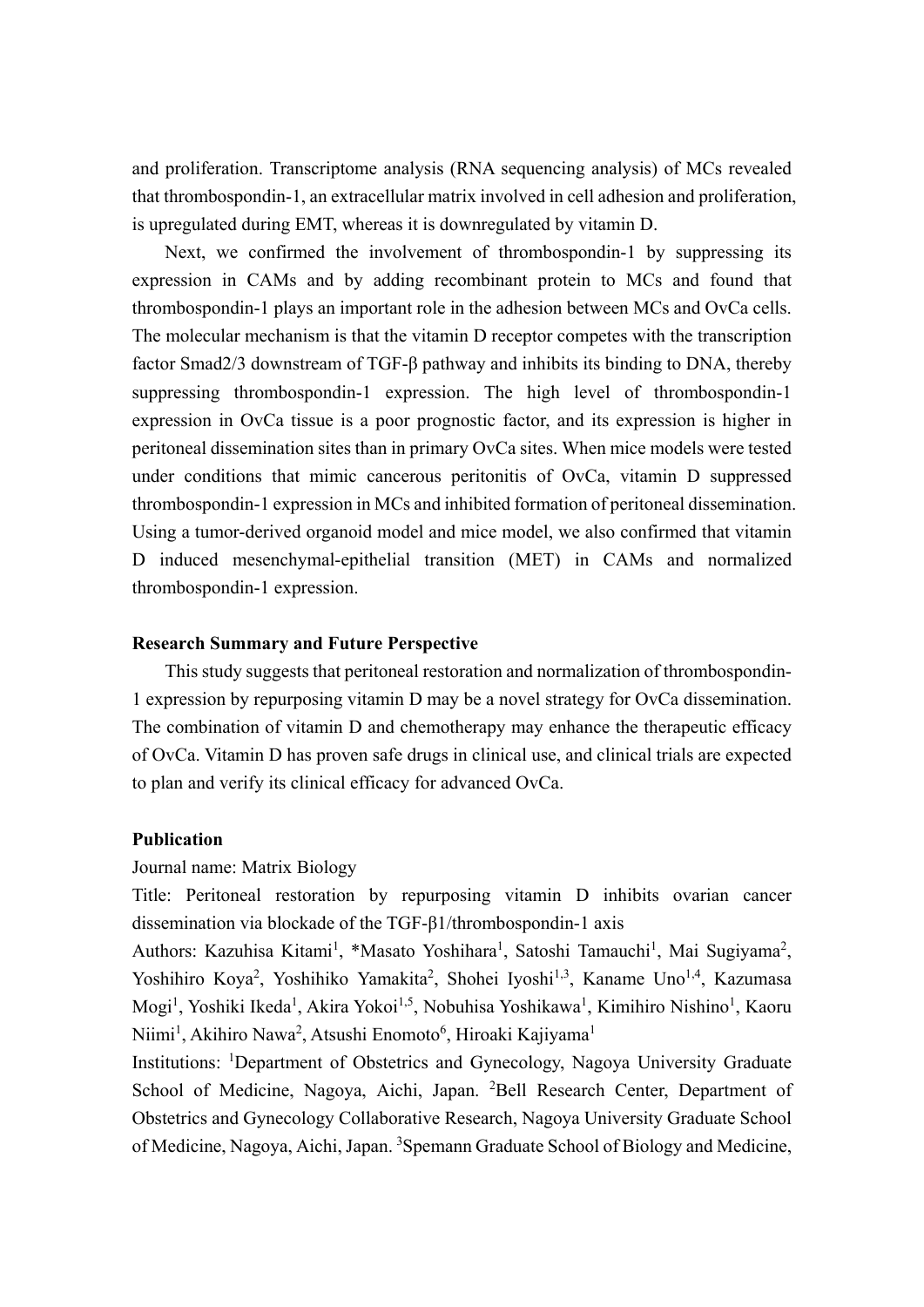and proliferation. Transcriptome analysis (RNA sequencing analysis) of MCs revealed that thrombospondin-1, an extracellular matrix involved in cell adhesion and proliferation, is upregulated during EMT, whereas it is downregulated by vitamin D.

Next, we confirmed the involvement of thrombospondin-1 by suppressing its expression in CAMs and by adding recombinant protein to MCs and found that thrombospondin-1 plays an important role in the adhesion between MCs and OvCa cells. The molecular mechanism is that the vitamin D receptor competes with the transcription factor Smad2/3 downstream of TGF-β pathway and inhibits its binding to DNA, thereby suppressing thrombospondin-1 expression. The high level of thrombospondin-1 expression in OvCa tissue is a poor prognostic factor, and its expression is higher in peritoneal dissemination sites than in primary OvCa sites. When mice models were tested under conditions that mimic cancerous peritonitis of OvCa, vitamin D suppressed thrombospondin-1 expression in MCs and inhibited formation of peritoneal dissemination. Using a tumor-derived organoid model and mice model, we also confirmed that vitamin D induced mesenchymal-epithelial transition (MET) in CAMs and normalized thrombospondin-1 expression.

**Research Summary and Future Perspective**

This study suggests that peritoneal restoration and normalization of thrombospondin-1 expression by repurposing vitamin D may be a novel strategy for OvCa dissemination. The combination of vitamin D and chemotherapy may enhance the therapeutic efficacy of OvCa. Vitamin D has proven safe drugs in clinical use, and clinical trials are expected to plan and verify its clinical efficacy for advanced OvCa.

**Publication**

Journal name: Matrix Biology

Title: Peritoneal restoration by repurposing vitamin D inhibits ovarian cancer dissemination via blockade of the TGF-β1/thrombospondin-1 axis

Authors: Kazuhisa Kitami[1], *Masato Yoshihara[1], Satoshi Tamauchi[1], Mai Sugiyama[2], Yoshihiro Koya[2], Yoshihiko Yamakita[2], Shohei Iyoshi[1,3], Kaname Uno[1,4], Kazumasa Mogi[1], Yoshiki Ikeda[1], Akira Yokoi[1,5], Nobuhisa Yoshikawa[1], Kimihiro Nishino[1], Kaoru Niimi[1], Akihiro Nawa[2], Atsushi Enomoto[6], Hiroaki Kajiyama[1]

Institutions: [1]Department of Obstetrics and Gynecology, Nagoya University Graduate School of Medicine, Nagoya, Aichi, Japan. [2]Bell Research Center, Department of Obstetrics and Gynecology Collaborative Research, Nagoya University Graduate School of Medicine, Nagoya, Aichi, Japan. [3]Spemann Graduate School of Biology and Medicine,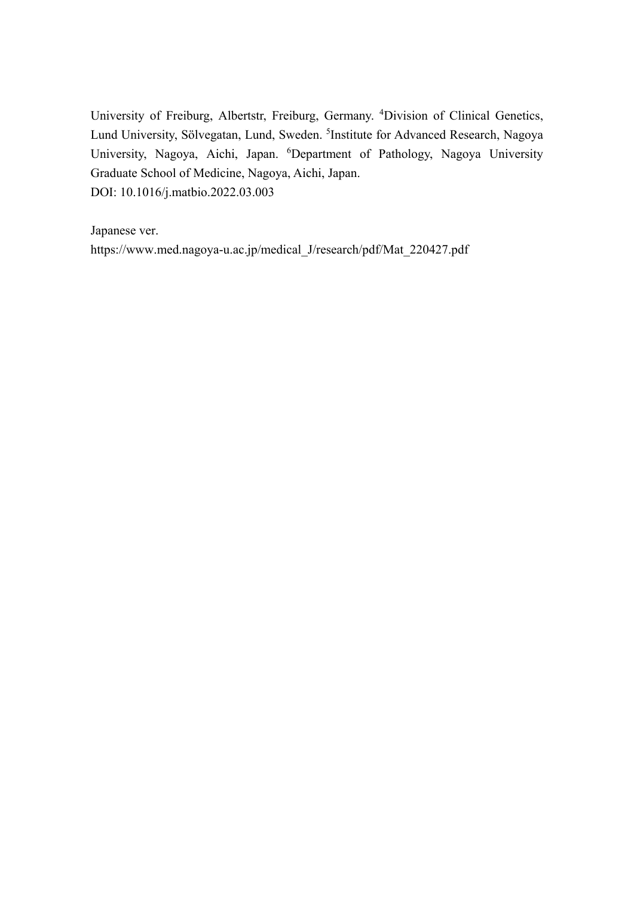University of Freiburg, Albertstr, Freiburg, Germany. [4]Division of Clinical Genetics, Lund University, Sölvegatan, Lund, Sweden. [5]Institute for Advanced Research, Nagoya University, Nagoya, Aichi, Japan. [6]Department of Pathology, Nagoya University Graduate School of Medicine, Nagoya, Aichi, Japan.
DOI: 10.1016/j.matbio.2022.03.003

Japanese ver.
https://www.med.nagoya-u.ac.jp/medical_J/research/pdf/Mat_220427.pdf